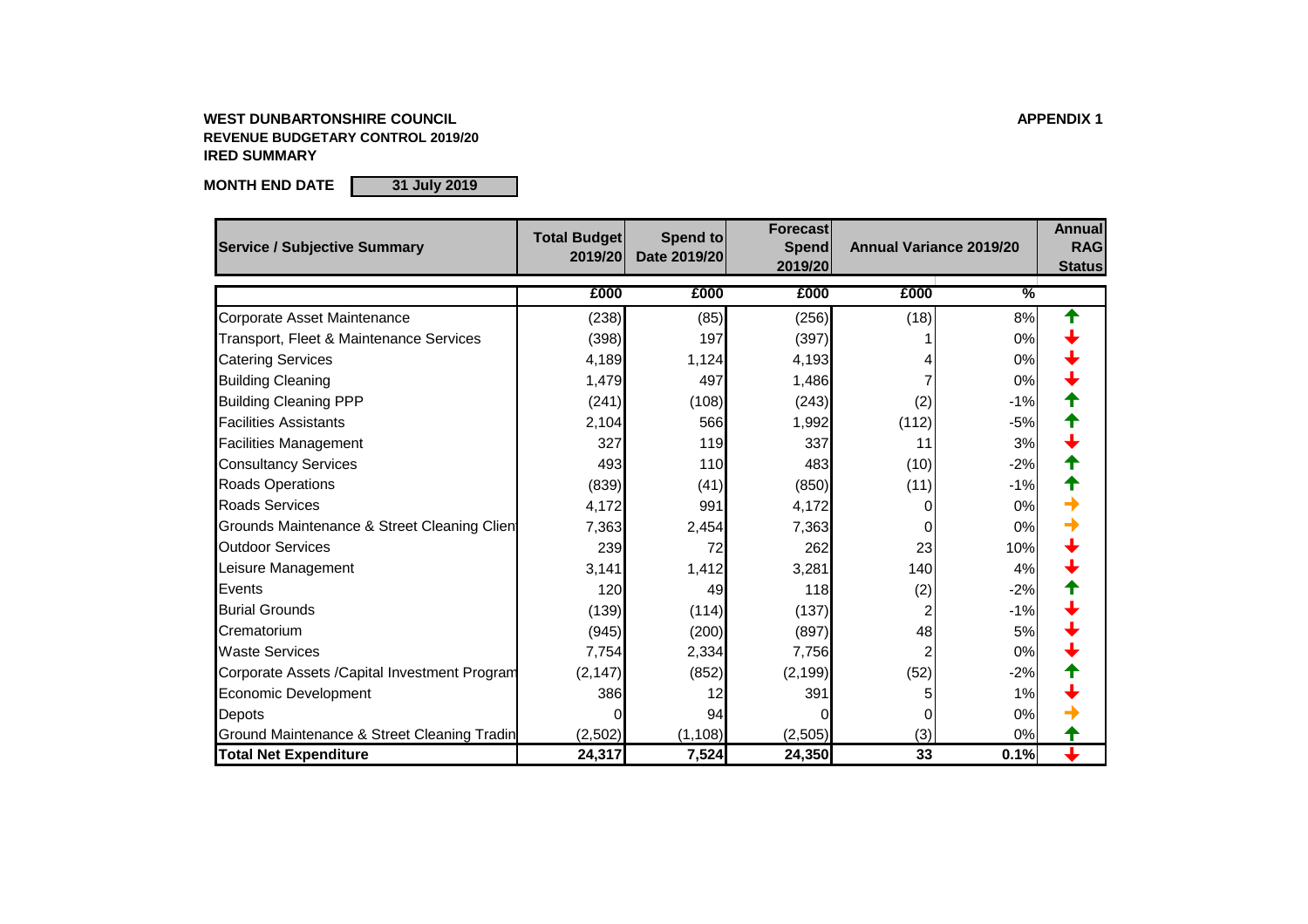**WEST DUNBARTONSHIRE COUNCIL**

**APPENDIX 1**

**REVENUE BUDGETARY CONTROL 2019/20**

**IRED SUMMARY**

**MONTH END DATE** 31 July 2019

| Service / Subjective Summary | Total Budget 2019/20 | Spend to Date 2019/20 | Forecast Spend 2019/20 | Annual Variance 2019/20 | | Annual RAG Status |
|---|---|---|---|---|---|---|
| | £000 | £000 | £000 | £000 | % | |
| Corporate Asset Maintenance | (238) | (85) | (256) | (18) | 8% | ↑ |
| Transport, Fleet & Maintenance Services | (398) | 197 | (397) | 1 | 0% | ↓ |
| Catering Services | 4,189 | 1,124 | 4,193 | 4 | 0% | ↓ |
| Building Cleaning | 1,479 | 497 | 1,486 | 7 | 0% | ↓ |
| Building Cleaning PPP | (241) | (108) | (243) | (2) | -1% | ↑ |
| Facilities Assistants | 2,104 | 566 | 1,992 | (112) | -5% | ↑ |
| Facilities Management | 327 | 119 | 337 | 11 | 3% | ↓ |
| Consultancy Services | 493 | 110 | 483 | (10) | -2% | ↑ |
| Roads Operations | (839) | (41) | (850) | (11) | -1% | ↑ |
| Roads Services | 4,172 | 991 | 4,172 | 0 | 0% | → |
| Grounds Maintenance & Street Cleaning Clien | 7,363 | 2,454 | 7,363 | 0 | 0% | → |
| Outdoor Services | 239 | 72 | 262 | 23 | 10% | ↓ |
| Leisure Management | 3,141 | 1,412 | 3,281 | 140 | 4% | ↓ |
| Events | 120 | 49 | 118 | (2) | -2% | ↑ |
| Burial Grounds | (139) | (114) | (137) | 2 | -1% | ↓ |
| Crematorium | (945) | (200) | (897) | 48 | 5% | ↓ |
| Waste Services | 7,754 | 2,334 | 7,756 | 2 | 0% | ↓ |
| Corporate Assets /Capital Investment Program | (2,147) | (852) | (2,199) | (52) | -2% | ↑ |
| Economic Development | 386 | 12 | 391 | 5 | 1% | ↓ |
| Depots | 0 | 94 | 0 | 0 | 0% | → |
| Ground Maintenance & Street Cleaning Tradin | (2,502) | (1,108) | (2,505) | (3) | 0% | ↑ |
| **Total Net Expenditure** | **24,317** | **7,524** | **24,350** | **33** | **0.1%** | ↓ |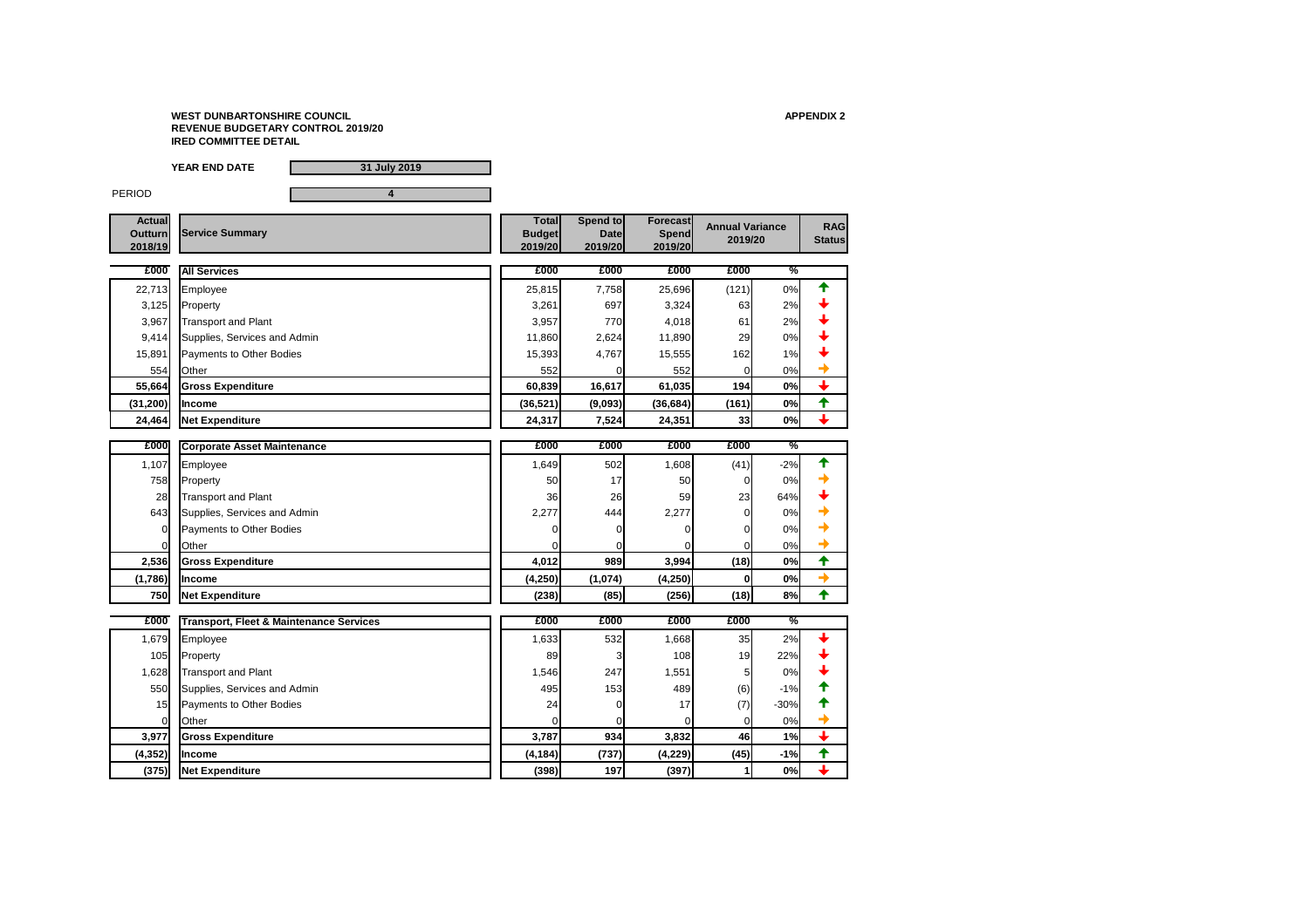**WEST DUNBARTONSHIRE COUNCIL**
**REVENUE BUDGETARY CONTROL 2019/20**
**IRED COMMITTEE DETAIL**

**APPENDIX 2**

**YEAR END DATE** 31 July 2019

PERIOD 4

| Actual Outturn 2018/19 | Service Summary | Total Budget 2019/20 | Spend to Date 2019/20 | Forecast Spend 2019/20 | Annual Variance 2019/20 | | RAG Status |
|---|---|---|---|---|---|---|---|
| £000 | **All Services** | £000 | £000 | £000 | £000 | % | |
| 22,713 | Employee | 25,815 | 7,758 | 25,696 | (121) | 0% | ↑ |
| 3,125 | Property | 3,261 | 697 | 3,324 | 63 | 2% | ↓ |
| 3,967 | Transport and Plant | 3,957 | 770 | 4,018 | 61 | 2% | ↓ |
| 9,414 | Supplies, Services and Admin | 11,860 | 2,624 | 11,890 | 29 | 0% | ↓ |
| 15,891 | Payments to Other Bodies | 15,393 | 4,767 | 15,555 | 162 | 1% | ↓ |
| 554 | Other | 552 | 0 | 552 | 0 | 0% | → |
| **55,664** | **Gross Expenditure** | **60,839** | **16,617** | **61,035** | **194** | **0%** | ↓ |
| **(31,200)** | **Income** | **(36,521)** | **(9,093)** | **(36,684)** | **(161)** | **0%** | ↑ |
| **24,464** | **Net Expenditure** | **24,317** | **7,524** | **24,351** | **33** | **0%** | ↓ |
| £000 | **Corporate Asset Maintenance** | £000 | £000 | £000 | £000 | % | |
| 1,107 | Employee | 1,649 | 502 | 1,608 | (41) | -2% | ↑ |
| 758 | Property | 50 | 17 | 50 | 0 | 0% | → |
| 28 | Transport and Plant | 36 | 26 | 59 | 23 | 64% | ↓ |
| 643 | Supplies, Services and Admin | 2,277 | 444 | 2,277 | 0 | 0% | → |
| 0 | Payments to Other Bodies | 0 | 0 | 0 | 0 | 0% | → |
| 0 | Other | 0 | 0 | 0 | 0 | 0% | → |
| **2,536** | **Gross Expenditure** | **4,012** | **989** | **3,994** | **(18)** | **0%** | ↑ |
| **(1,786)** | **Income** | **(4,250)** | **(1,074)** | **(4,250)** | **0** | **0%** | → |
| **750** | **Net Expenditure** | **(238)** | **(85)** | **(256)** | **(18)** | **8%** | ↑ |
| £000 | **Transport, Fleet & Maintenance Services** | £000 | £000 | £000 | £000 | % | |
| 1,679 | Employee | 1,633 | 532 | 1,668 | 35 | 2% | ↓ |
| 105 | Property | 89 | 3 | 108 | 19 | 22% | ↓ |
| 1,628 | Transport and Plant | 1,546 | 247 | 1,551 | 5 | 0% | ↓ |
| 550 | Supplies, Services and Admin | 495 | 153 | 489 | (6) | -1% | ↑ |
| 15 | Payments to Other Bodies | 24 | 0 | 17 | (7) | -30% | ↑ |
| 0 | Other | 0 | 0 | 0 | 0 | 0% | → |
| **3,977** | **Gross Expenditure** | **3,787** | **934** | **3,832** | **46** | **1%** | ↓ |
| **(4,352)** | **Income** | **(4,184)** | **(737)** | **(4,229)** | **(45)** | **-1%** | ↑ |
| **(375)** | **Net Expenditure** | **(398)** | **197** | **(397)** | **1** | **0%** | ↓ |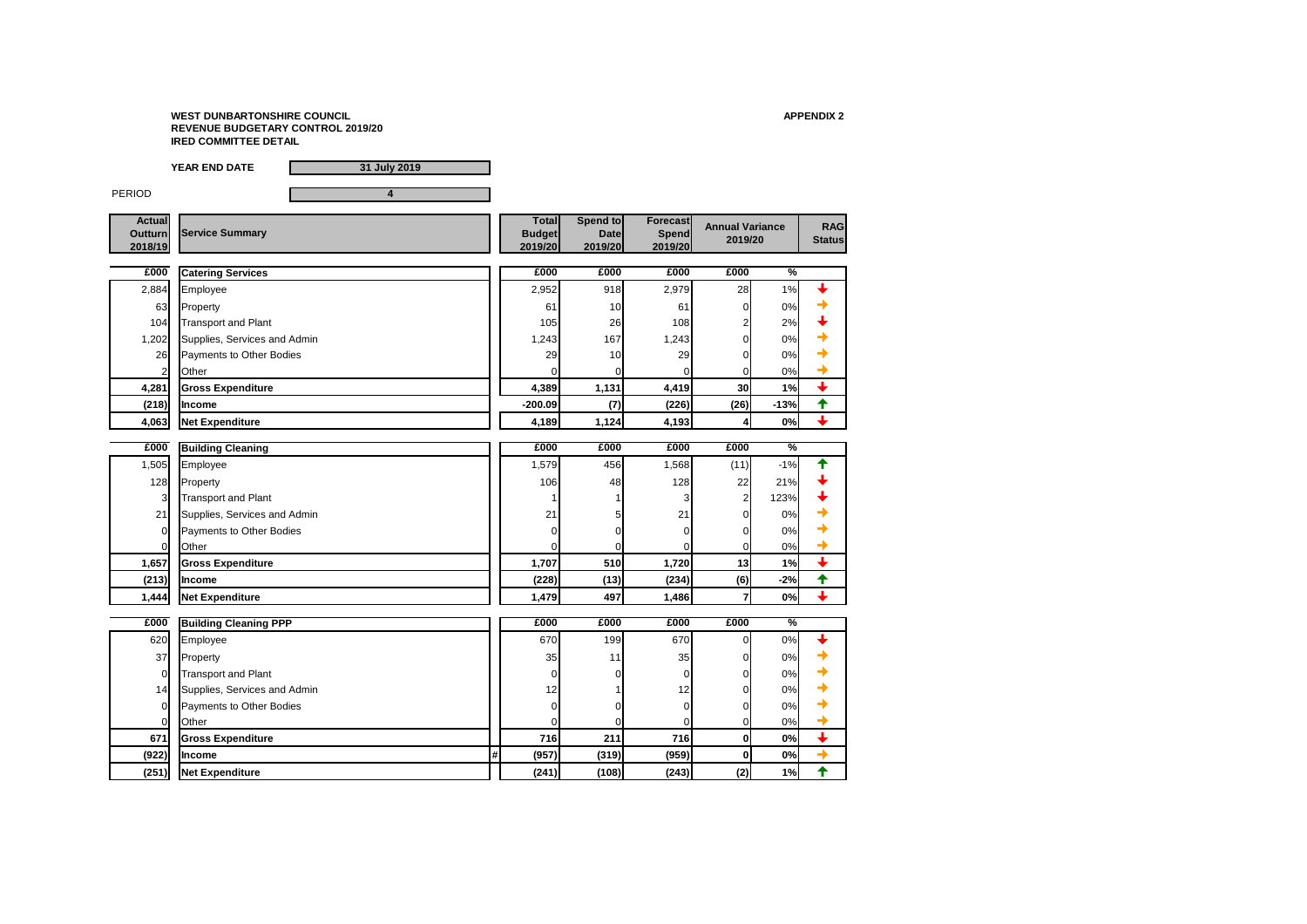**WEST DUNBARTONSHIRE COUNCIL**
**REVENUE BUDGETARY CONTROL 2019/20**
**IRED COMMITTEE DETAIL**

**APPENDIX 2**

**YEAR END DATE** 31 July 2019

PERIOD 4

| Actual Outturn 2018/19 | Service Summary | Total Budget 2019/20 | Spend to Date 2019/20 | Forecast Spend 2019/20 | Annual Variance 2019/20 | | RAG Status |
|---|---|---|---|---|---|---|---|
| **£000** | **Catering Services** | **£000** | **£000** | **£000** | **£000** | **%** | |
| 2,884 | Employee | 2,952 | 918 | 2,979 | 28 | 1% | ↓ |
| 63 | Property | 61 | 10 | 61 | 0 | 0% | → |
| 104 | Transport and Plant | 105 | 26 | 108 | 2 | 2% | ↓ |
| 1,202 | Supplies, Services and Admin | 1,243 | 167 | 1,243 | 0 | 0% | → |
| 26 | Payments to Other Bodies | 29 | 10 | 29 | 0 | 0% | → |
| 2 | Other | 0 | 0 | 0 | 0 | 0% | → |
| **4,281** | **Gross Expenditure** | **4,389** | **1,131** | **4,419** | **30** | **1%** | ↓ |
| **(218)** | **Income** | **-200.09** | **(7)** | **(226)** | **(26)** | **-13%** | ↑ |
| **4,063** | **Net Expenditure** | **4,189** | **1,124** | **4,193** | **4** | **0%** | ↓ |
| **£000** | **Building Cleaning** | **£000** | **£000** | **£000** | **£000** | **%** | |
| 1,505 | Employee | 1,579 | 456 | 1,568 | (11) | -1% | ↑ |
| 128 | Property | 106 | 48 | 128 | 22 | 21% | ↓ |
| 3 | Transport and Plant | 1 | 1 | 3 | 2 | 123% | ↓ |
| 21 | Supplies, Services and Admin | 21 | 5 | 21 | 0 | 0% | → |
| 0 | Payments to Other Bodies | 0 | 0 | 0 | 0 | 0% | → |
| 0 | Other | 0 | 0 | 0 | 0 | 0% | → |
| **1,657** | **Gross Expenditure** | **1,707** | **510** | **1,720** | **13** | **1%** | ↓ |
| **(213)** | **Income** | **(228)** | **(13)** | **(234)** | **(6)** | **-2%** | ↑ |
| **1,444** | **Net Expenditure** | **1,479** | **497** | **1,486** | **7** | **0%** | ↓ |
| **£000** | **Building Cleaning PPP** | **£000** | **£000** | **£000** | **£000** | **%** | |
| 620 | Employee | 670 | 199 | 670 | 0 | 0% | ↓ |
| 37 | Property | 35 | 11 | 35 | 0 | 0% | → |
| 0 | Transport and Plant | 0 | 0 | 0 | 0 | 0% | → |
| 14 | Supplies, Services and Admin | 12 | 1 | 12 | 0 | 0% | → |
| 0 | Payments to Other Bodies | 0 | 0 | 0 | 0 | 0% | → |
| 0 | Other | 0 | 0 | 0 | 0 | 0% | → |
| **671** | **Gross Expenditure** | **716** | **211** | **716** | **0** | **0%** | ↓ |
| **(922)** | **Income** | **(957)** | **(319)** | **(959)** | **0** | **0%** | → |
| **(251)** | **Net Expenditure** | **(241)** | **(108)** | **(243)** | **(2)** | **1%** | ↑ |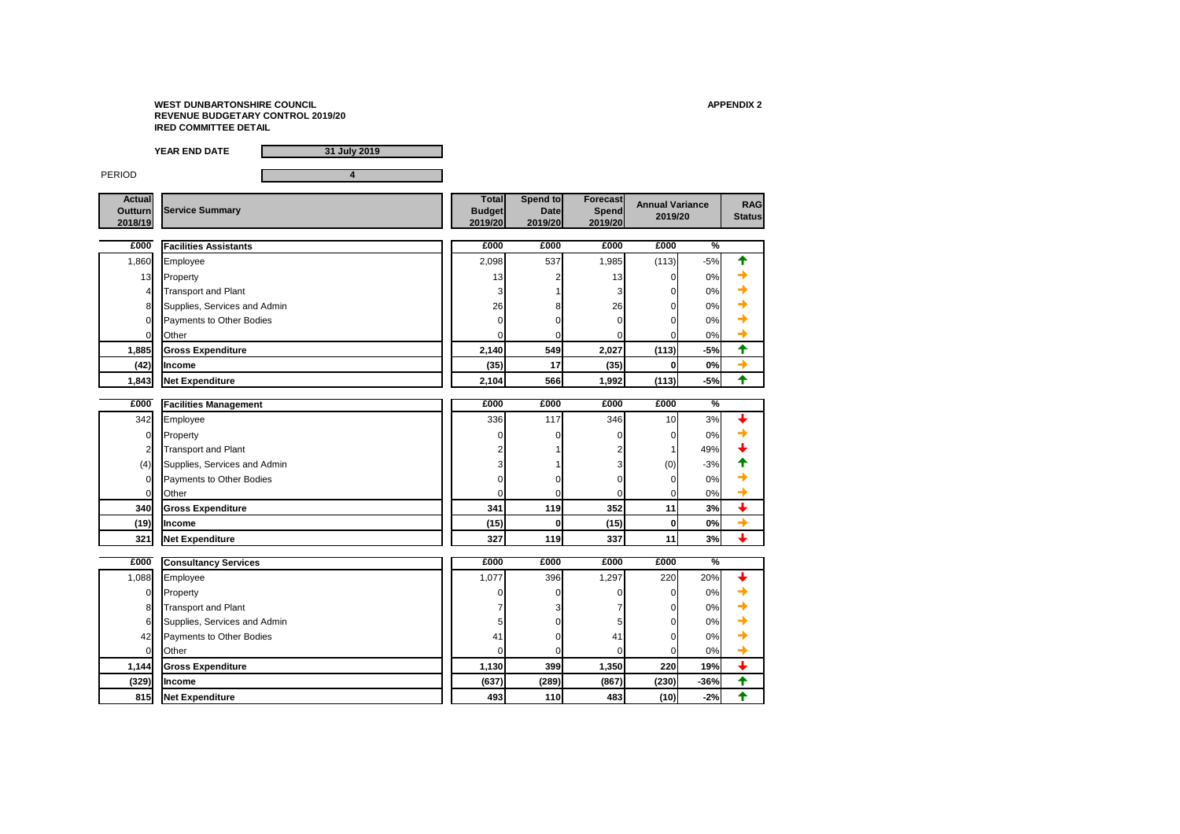**WEST DUNBARTONSHIRE COUNCIL**
**REVENUE BUDGETARY CONTROL 2019/20**
**IRED COMMITTEE DETAIL**

**APPENDIX 2**

**YEAR END DATE** 31 July 2019

PERIOD 4

| Actual Outturn 2018/19 | Service Summary | Total Budget 2019/20 | Spend to Date 2019/20 | Forecast Spend 2019/20 | Annual Variance 2019/20 | | RAG Status |
|---|---|---|---|---|---|---|---|
| £000 | **Facilities Assistants** | £000 | £000 | £000 | £000 | % | |
| 1,860 | Employee | 2,098 | 537 | 1,985 | (113) | -5% | ↑ |
| 13 | Property | 13 | 2 | 13 | 0 | 0% | → |
| 4 | Transport and Plant | 3 | 1 | 3 | 0 | 0% | → |
| 8 | Supplies, Services and Admin | 26 | 8 | 26 | 0 | 0% | → |
| 0 | Payments to Other Bodies | 0 | 0 | 0 | 0 | 0% | → |
| 0 | Other | 0 | 0 | 0 | 0 | 0% | → |
| **1,885** | **Gross Expenditure** | **2,140** | **549** | **2,027** | **(113)** | **-5%** | ↑ |
| **(42)** | **Income** | **(35)** | **17** | **(35)** | **0** | **0%** | → |
| **1,843** | **Net Expenditure** | **2,104** | **566** | **1,992** | **(113)** | **-5%** | ↑ |
| £000 | **Facilities Management** | £000 | £000 | £000 | £000 | % | |
| 342 | Employee | 336 | 117 | 346 | 10 | 3% | ↓ |
| 0 | Property | 0 | 0 | 0 | 0 | 0% | → |
| 2 | Transport and Plant | 2 | 1 | 2 | 1 | 49% | ↓ |
| (4) | Supplies, Services and Admin | 3 | 1 | 3 | (0) | -3% | ↑ |
| 0 | Payments to Other Bodies | 0 | 0 | 0 | 0 | 0% | → |
| 0 | Other | 0 | 0 | 0 | 0 | 0% | → |
| **340** | **Gross Expenditure** | **341** | **119** | **352** | **11** | **3%** | ↓ |
| **(19)** | **Income** | **(15)** | **0** | **(15)** | **0** | **0%** | → |
| **321** | **Net Expenditure** | **327** | **119** | **337** | **11** | **3%** | ↓ |
| £000 | **Consultancy Services** | £000 | £000 | £000 | £000 | % | |
| 1,088 | Employee | 1,077 | 396 | 1,297 | 220 | 20% | ↓ |
| 0 | Property | 0 | 0 | 0 | 0 | 0% | → |
| 8 | Transport and Plant | 7 | 3 | 7 | 0 | 0% | → |
| 6 | Supplies, Services and Admin | 5 | 0 | 5 | 0 | 0% | → |
| 42 | Payments to Other Bodies | 41 | 0 | 41 | 0 | 0% | → |
| 0 | Other | 0 | 0 | 0 | 0 | 0% | → |
| **1,144** | **Gross Expenditure** | **1,130** | **399** | **1,350** | **220** | **19%** | ↓ |
| **(329)** | **Income** | **(637)** | **(289)** | **(867)** | **(230)** | **-36%** | ↑ |
| **815** | **Net Expenditure** | **493** | **110** | **483** | **(10)** | **-2%** | ↑ |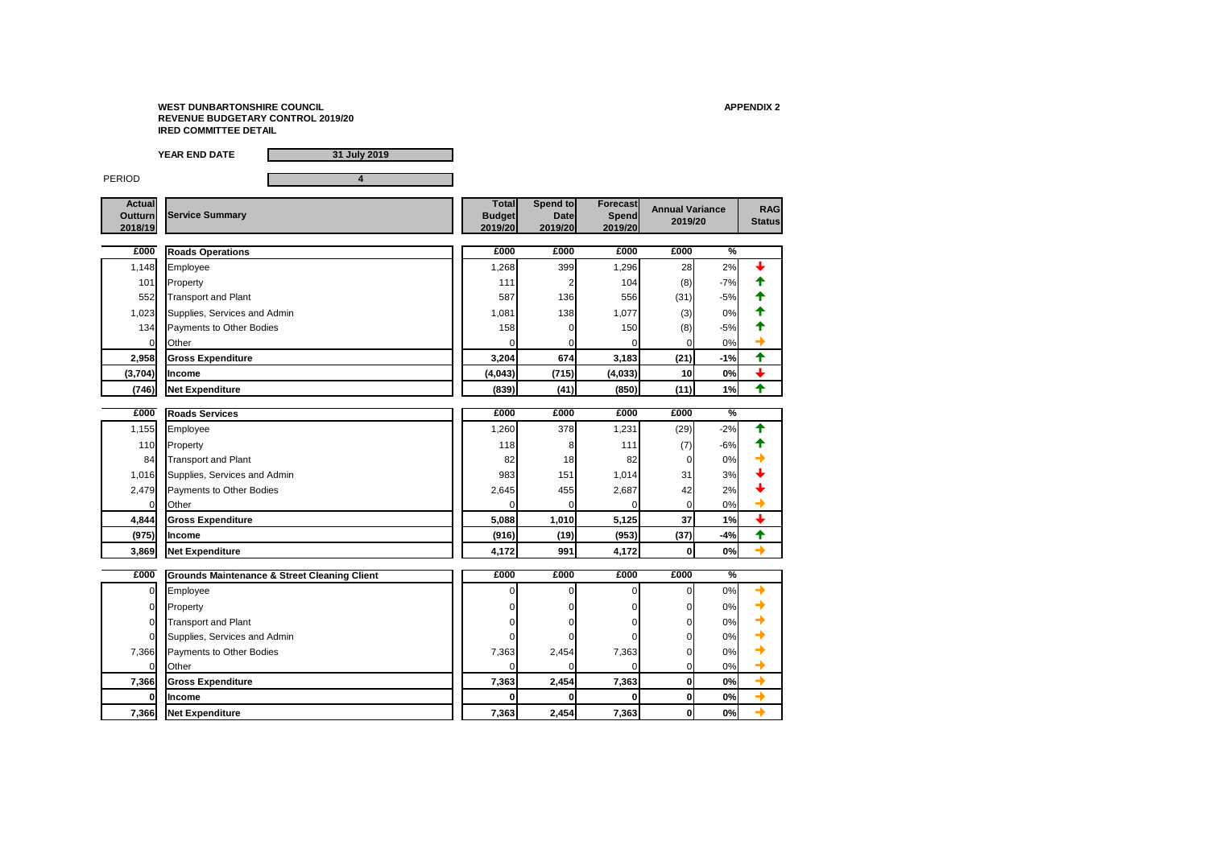**WEST DUNBARTONSHIRE COUNCIL**
**REVENUE BUDGETARY CONTROL 2019/20**
**IRED COMMITTEE DETAIL**

**APPENDIX 2**

**YEAR END DATE** 31 July 2019

PERIOD 4

| Actual Outturn 2018/19 | Service Summary | Total Budget 2019/20 | Spend to Date 2019/20 | Forecast Spend 2019/20 | Annual Variance 2019/20 | | RAG Status |
|---|---|---|---|---|---|---|---|
| £000 | **Roads Operations** | £000 | £000 | £000 | £000 | % | |
| 1,148 | Employee | 1,268 | 399 | 1,296 | 28 | 2% | ↓ |
| 101 | Property | 111 | 2 | 104 | (8) | -7% | ↑ |
| 552 | Transport and Plant | 587 | 136 | 556 | (31) | -5% | ↑ |
| 1,023 | Supplies, Services and Admin | 1,081 | 138 | 1,077 | (3) | 0% | ↑ |
| 134 | Payments to Other Bodies | 158 | 0 | 150 | (8) | -5% | ↑ |
| 0 | Other | 0 | 0 | 0 | 0 | 0% | → |
| **2,958** | **Gross Expenditure** | **3,204** | **674** | **3,183** | **(21)** | **-1%** | ↑ |
| **(3,704)** | **Income** | **(4,043)** | **(715)** | **(4,033)** | **10** | **0%** | ↓ |
| **(746)** | **Net Expenditure** | **(839)** | **(41)** | **(850)** | **(11)** | **1%** | ↑ |
| £000 | **Roads Services** | £000 | £000 | £000 | £000 | % | |
| 1,155 | Employee | 1,260 | 378 | 1,231 | (29) | -2% | ↑ |
| 110 | Property | 118 | 8 | 111 | (7) | -6% | ↑ |
| 84 | Transport and Plant | 82 | 18 | 82 | 0 | 0% | → |
| 1,016 | Supplies, Services and Admin | 983 | 151 | 1,014 | 31 | 3% | ↓ |
| 2,479 | Payments to Other Bodies | 2,645 | 455 | 2,687 | 42 | 2% | ↓ |
| 0 | Other | 0 | 0 | 0 | 0 | 0% | → |
| **4,844** | **Gross Expenditure** | **5,088** | **1,010** | **5,125** | **37** | **1%** | ↓ |
| **(975)** | **Income** | **(916)** | **(19)** | **(953)** | **(37)** | **-4%** | ↑ |
| **3,869** | **Net Expenditure** | **4,172** | **991** | **4,172** | **0** | **0%** | → |
| £000 | **Grounds Maintenance & Street Cleaning Client** | £000 | £000 | £000 | £000 | % | |
| 0 | Employee | 0 | 0 | 0 | 0 | 0% | → |
| 0 | Property | 0 | 0 | 0 | 0 | 0% | → |
| 0 | Transport and Plant | 0 | 0 | 0 | 0 | 0% | → |
| 0 | Supplies, Services and Admin | 0 | 0 | 0 | 0 | 0% | → |
| 7,366 | Payments to Other Bodies | 7,363 | 2,454 | 7,363 | 0 | 0% | → |
| 0 | Other | 0 | 0 | 0 | 0 | 0% | → |
| **7,366** | **Gross Expenditure** | **7,363** | **2,454** | **7,363** | **0** | **0%** | → |
| **0** | **Income** | **0** | **0** | **0** | **0** | **0%** | → |
| **7,366** | **Net Expenditure** | **7,363** | **2,454** | **7,363** | **0** | **0%** | → |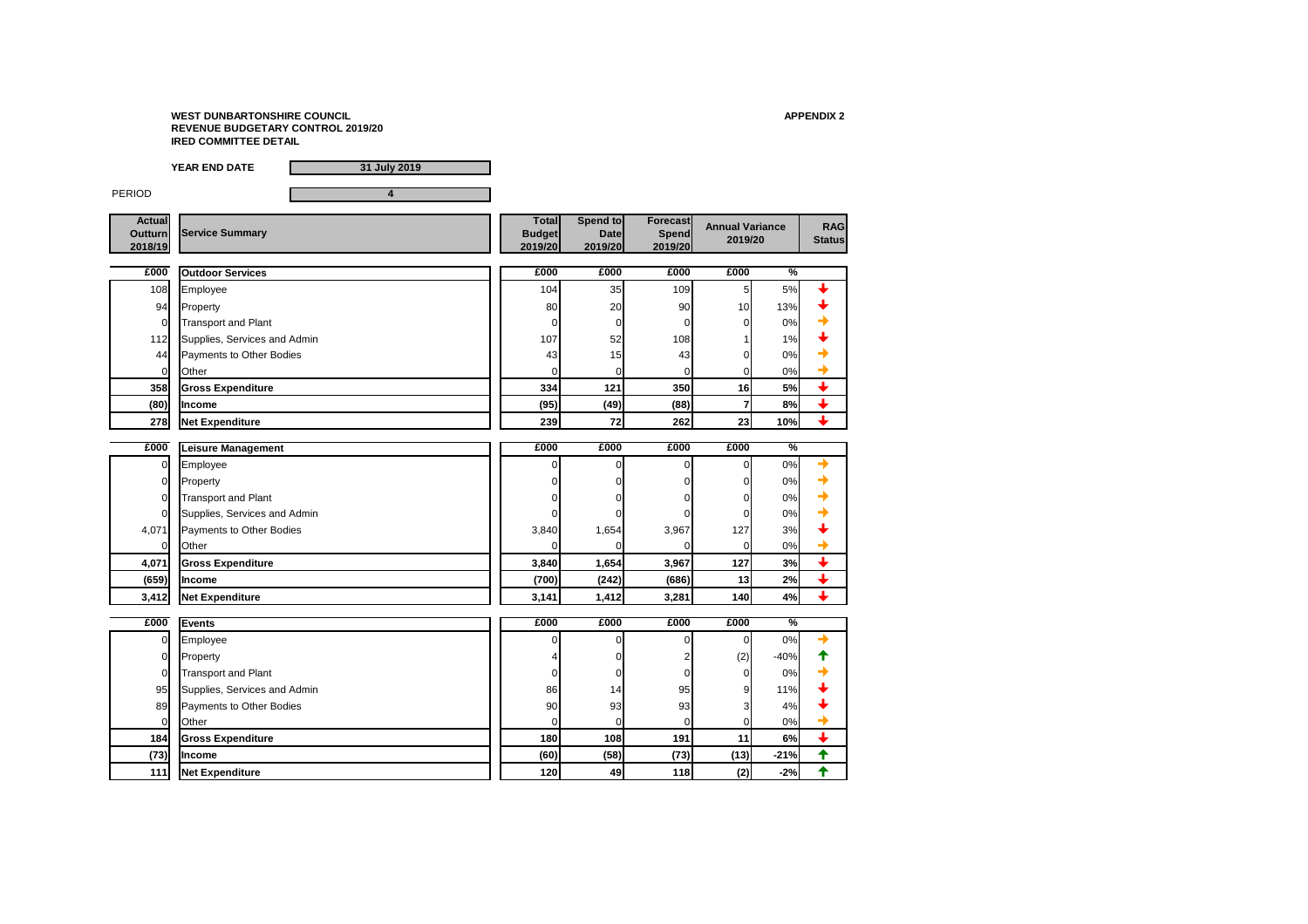**WEST DUNBARTONSHIRE COUNCIL**
**REVENUE BUDGETARY CONTROL 2019/20**
**IRED COMMITTEE DETAIL**

**APPENDIX 2**

**YEAR END DATE** 31 July 2019

PERIOD 4

| Actual Outturn 2018/19 | Service Summary | Total Budget 2019/20 | Spend to Date 2019/20 | Forecast Spend 2019/20 | Annual Variance 2019/20 | | RAG Status |
|---|---|---|---|---|---|---|---|
| **£000** | **Outdoor Services** | **£000** | **£000** | **£000** | **£000** | **%** | |
| 108 | Employee | 104 | 35 | 109 | 5 | 5% | ↓ |
| 94 | Property | 80 | 20 | 90 | 10 | 13% | ↓ |
| 0 | Transport and Plant | 0 | 0 | 0 | 0 | 0% | → |
| 112 | Supplies, Services and Admin | 107 | 52 | 108 | 1 | 1% | ↓ |
| 44 | Payments to Other Bodies | 43 | 15 | 43 | 0 | 0% | → |
| 0 | Other | 0 | 0 | 0 | 0 | 0% | → |
| **358** | **Gross Expenditure** | **334** | **121** | **350** | **16** | **5%** | ↓ |
| **(80)** | **Income** | **(95)** | **(49)** | **(88)** | **7** | **8%** | ↓ |
| **278** | **Net Expenditure** | **239** | **72** | **262** | **23** | **10%** | ↓ |
| **£000** | **Leisure Management** | **£000** | **£000** | **£000** | **£000** | **%** | |
| 0 | Employee | 0 | 0 | 0 | 0 | 0% | → |
| 0 | Property | 0 | 0 | 0 | 0 | 0% | → |
| 0 | Transport and Plant | 0 | 0 | 0 | 0 | 0% | → |
| 0 | Supplies, Services and Admin | 0 | 0 | 0 | 0 | 0% | → |
| 4,071 | Payments to Other Bodies | 3,840 | 1,654 | 3,967 | 127 | 3% | ↓ |
| 0 | Other | 0 | 0 | 0 | 0 | 0% | → |
| **4,071** | **Gross Expenditure** | **3,840** | **1,654** | **3,967** | **127** | **3%** | ↓ |
| **(659)** | **Income** | **(700)** | **(242)** | **(686)** | **13** | **2%** | ↓ |
| **3,412** | **Net Expenditure** | **3,141** | **1,412** | **3,281** | **140** | **4%** | ↓ |
| **£000** | **Events** | **£000** | **£000** | **£000** | **£000** | **%** | |
| 0 | Employee | 0 | 0 | 0 | 0 | 0% | → |
| 0 | Property | 4 | 0 | 2 | (2) | -40% | ↑ |
| 0 | Transport and Plant | 0 | 0 | 0 | 0 | 0% | → |
| 95 | Supplies, Services and Admin | 86 | 14 | 95 | 9 | 11% | ↓ |
| 89 | Payments to Other Bodies | 90 | 93 | 93 | 3 | 4% | ↓ |
| 0 | Other | 0 | 0 | 0 | 0 | 0% | → |
| **184** | **Gross Expenditure** | **180** | **108** | **191** | **11** | **6%** | ↓ |
| **(73)** | **Income** | **(60)** | **(58)** | **(73)** | **(13)** | **-21%** | ↑ |
| **111** | **Net Expenditure** | **120** | **49** | **118** | **(2)** | **-2%** | ↑ |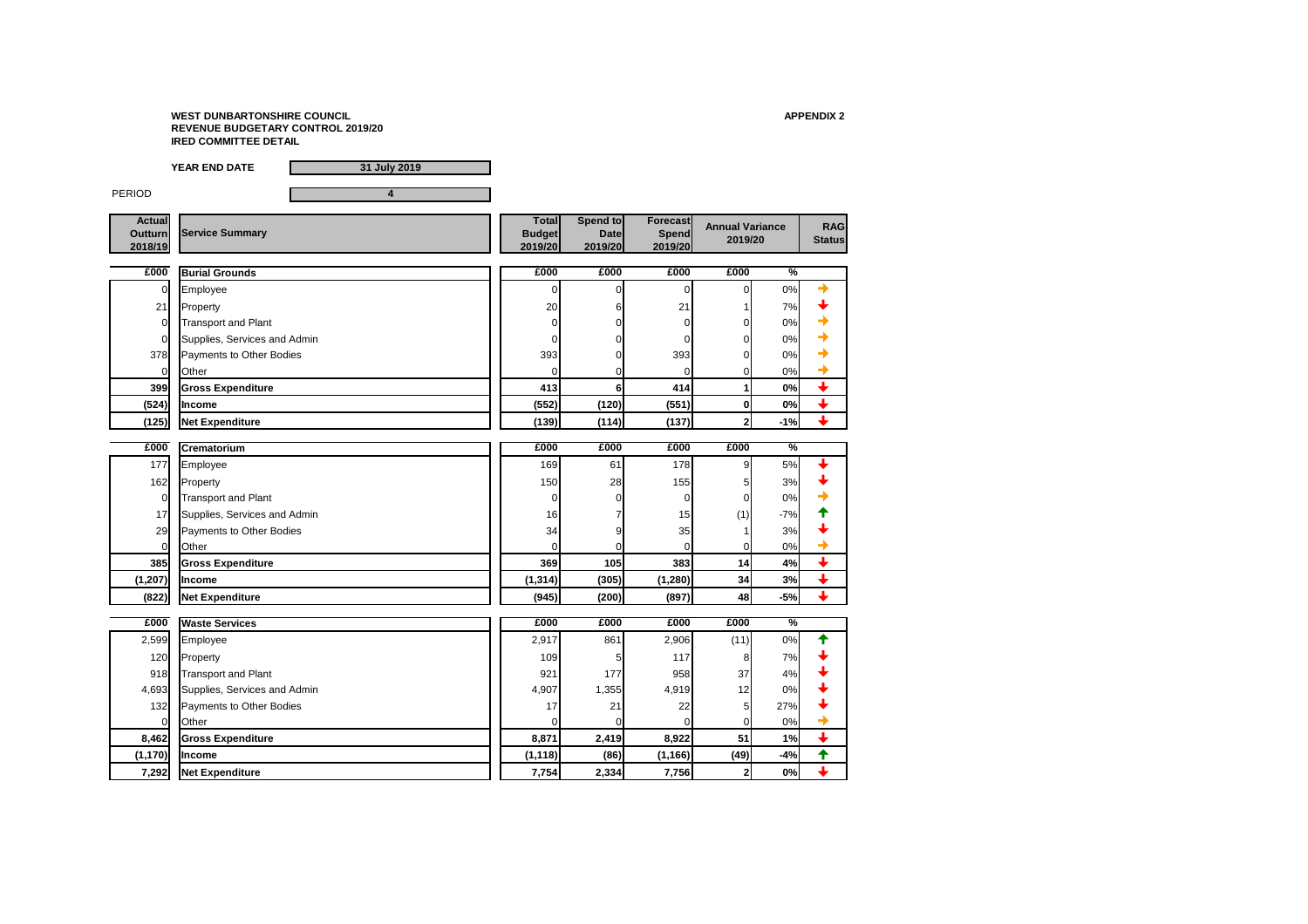**WEST DUNBARTONSHIRE COUNCIL**
**REVENUE BUDGETARY CONTROL 2019/20**
**IRED COMMITTEE DETAIL**

**APPENDIX 2**

**YEAR END DATE** 31 July 2019

PERIOD 4

| Actual Outturn 2018/19 | Service Summary | Total Budget 2019/20 | Spend to Date 2019/20 | Forecast Spend 2019/20 | Annual Variance 2019/20 | | RAG Status |
|---|---|---|---|---|---|---|---|
| **£000** | **Burial Grounds** | **£000** | **£000** | **£000** | **£000** | **%** | |
| 0 | Employee | 0 | 0 | 0 | 0 | 0% | → |
| 21 | Property | 20 | 6 | 21 | 1 | 7% | ↓ |
| 0 | Transport and Plant | 0 | 0 | 0 | 0 | 0% | → |
| 0 | Supplies, Services and Admin | 0 | 0 | 0 | 0 | 0% | → |
| 378 | Payments to Other Bodies | 393 | 0 | 393 | 0 | 0% | → |
| 0 | Other | 0 | 0 | 0 | 0 | 0% | → |
| **399** | **Gross Expenditure** | **413** | **6** | **414** | **1** | **0%** | ↓ |
| **(524)** | **Income** | **(552)** | **(120)** | **(551)** | **0** | **0%** | ↓ |
| **(125)** | **Net Expenditure** | **(139)** | **(114)** | **(137)** | **2** | **-1%** | ↓ |
| **£000** | **Crematorium** | **£000** | **£000** | **£000** | **£000** | **%** | |
| 177 | Employee | 169 | 61 | 178 | 9 | 5% | ↓ |
| 162 | Property | 150 | 28 | 155 | 5 | 3% | ↓ |
| 0 | Transport and Plant | 0 | 0 | 0 | 0 | 0% | → |
| 17 | Supplies, Services and Admin | 16 | 7 | 15 | (1) | -7% | ↑ |
| 29 | Payments to Other Bodies | 34 | 9 | 35 | 1 | 3% | ↓ |
| 0 | Other | 0 | 0 | 0 | 0 | 0% | → |
| **385** | **Gross Expenditure** | **369** | **105** | **383** | **14** | **4%** | ↓ |
| **(1,207)** | **Income** | **(1,314)** | **(305)** | **(1,280)** | **34** | **3%** | ↓ |
| **(822)** | **Net Expenditure** | **(945)** | **(200)** | **(897)** | **48** | **-5%** | ↓ |
| **£000** | **Waste Services** | **£000** | **£000** | **£000** | **£000** | **%** | |
| 2,599 | Employee | 2,917 | 861 | 2,906 | (11) | 0% | ↑ |
| 120 | Property | 109 | 5 | 117 | 8 | 7% | ↓ |
| 918 | Transport and Plant | 921 | 177 | 958 | 37 | 4% | ↓ |
| 4,693 | Supplies, Services and Admin | 4,907 | 1,355 | 4,919 | 12 | 0% | ↓ |
| 132 | Payments to Other Bodies | 17 | 21 | 22 | 5 | 27% | ↓ |
| 0 | Other | 0 | 0 | 0 | 0 | 0% | → |
| **8,462** | **Gross Expenditure** | **8,871** | **2,419** | **8,922** | **51** | **1%** | ↓ |
| **(1,170)** | **Income** | **(1,118)** | **(86)** | **(1,166)** | **(49)** | **-4%** | ↑ |
| **7,292** | **Net Expenditure** | **7,754** | **2,334** | **7,756** | **2** | **0%** | ↓ |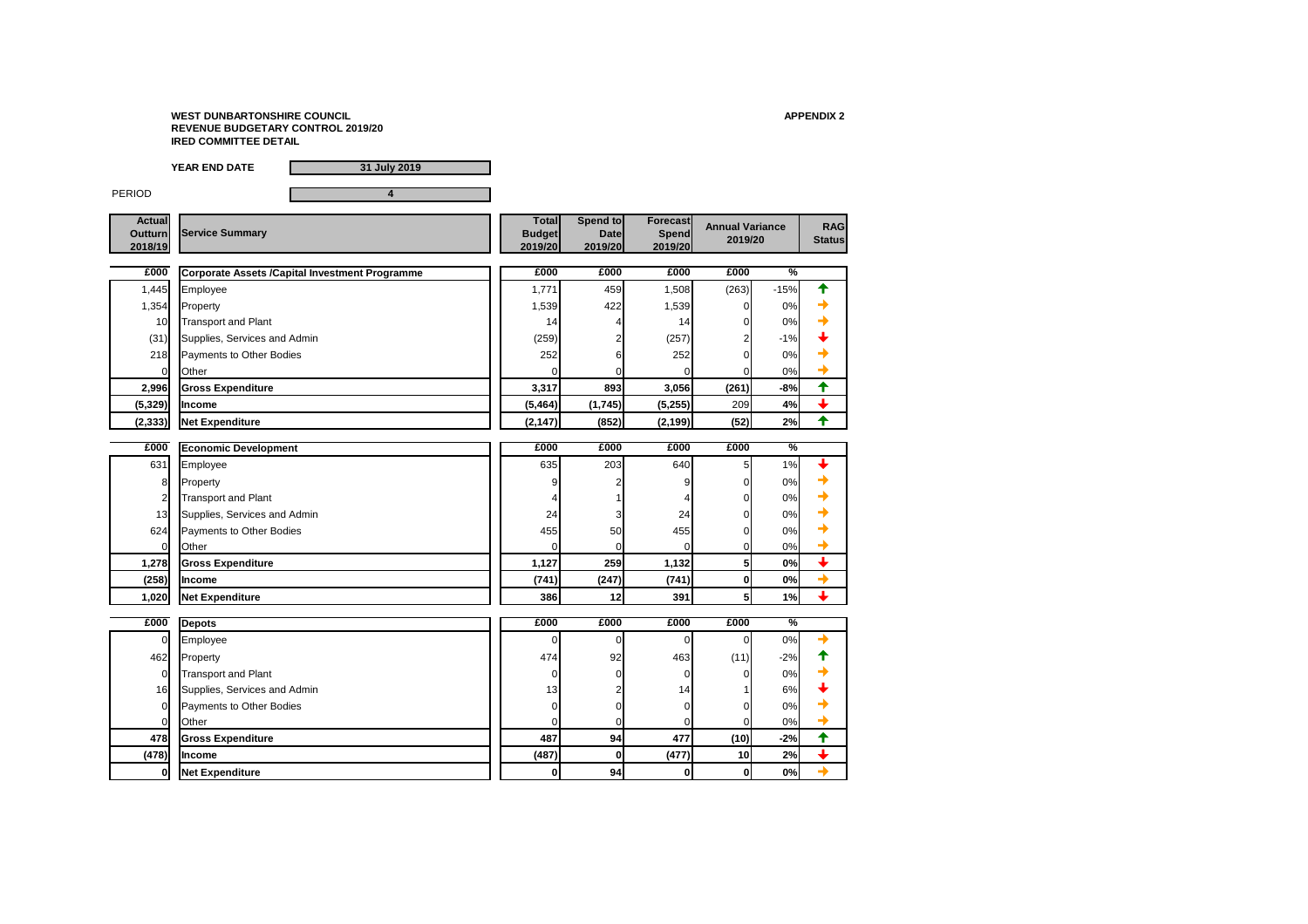**WEST DUNBARTONSHIRE COUNCIL**
**REVENUE BUDGETARY CONTROL 2019/20**
**IRED COMMITTEE DETAIL**

**APPENDIX 2**

**YEAR END DATE** 31 July 2019

PERIOD 4

| Actual Outturn 2018/19 | Service Summary | Total Budget 2019/20 | Spend to Date 2019/20 | Forecast Spend 2019/20 | Annual Variance 2019/20 | | RAG Status |
|---|---|---|---|---|---|---|---|
| £000 | **Corporate Assets /Capital Investment Programme** | £000 | £000 | £000 | £000 | % | |
| 1,445 | Employee | 1,771 | 459 | 1,508 | (263) | -15% | ↑ |
| 1,354 | Property | 1,539 | 422 | 1,539 | 0 | 0% | → |
| 10 | Transport and Plant | 14 | 4 | 14 | 0 | 0% | → |
| (31) | Supplies, Services and Admin | (259) | 2 | (257) | 2 | -1% | ↓ |
| 218 | Payments to Other Bodies | 252 | 6 | 252 | 0 | 0% | → |
| 0 | Other | 0 | 0 | 0 | 0 | 0% | → |
| **2,996** | **Gross Expenditure** | **3,317** | **893** | **3,056** | **(261)** | **-8%** | ↑ |
| **(5,329)** | **Income** | **(5,464)** | **(1,745)** | **(5,255)** | **209** | **4%** | ↓ |
| **(2,333)** | **Net Expenditure** | **(2,147)** | **(852)** | **(2,199)** | **(52)** | **2%** | ↑ |
| £000 | **Economic Development** | £000 | £000 | £000 | £000 | % | |
| 631 | Employee | 635 | 203 | 640 | 5 | 1% | ↓ |
| 8 | Property | 9 | 2 | 9 | 0 | 0% | → |
| 2 | Transport and Plant | 4 | 1 | 4 | 0 | 0% | → |
| 13 | Supplies, Services and Admin | 24 | 3 | 24 | 0 | 0% | → |
| 624 | Payments to Other Bodies | 455 | 50 | 455 | 0 | 0% | → |
| 0 | Other | 0 | 0 | 0 | 0 | 0% | → |
| **1,278** | **Gross Expenditure** | **1,127** | **259** | **1,132** | **5** | **0%** | ↓ |
| **(258)** | **Income** | **(741)** | **(247)** | **(741)** | **0** | **0%** | → |
| **1,020** | **Net Expenditure** | **386** | **12** | **391** | **5** | **1%** | ↓ |
| £000 | **Depots** | £000 | £000 | £000 | £000 | % | |
| 0 | Employee | 0 | 0 | 0 | 0 | 0% | → |
| 462 | Property | 474 | 92 | 463 | (11) | -2% | ↑ |
| 0 | Transport and Plant | 0 | 0 | 0 | 0 | 0% | → |
| 16 | Supplies, Services and Admin | 13 | 2 | 14 | 1 | 6% | ↓ |
| 0 | Payments to Other Bodies | 0 | 0 | 0 | 0 | 0% | → |
| 0 | Other | 0 | 0 | 0 | 0 | 0% | → |
| **478** | **Gross Expenditure** | **487** | **94** | **477** | **(10)** | **-2%** | ↑ |
| **(478)** | **Income** | **(487)** | **0** | **(477)** | **10** | **2%** | ↓ |
| **0** | **Net Expenditure** | **0** | **94** | **0** | **0** | **0%** | → |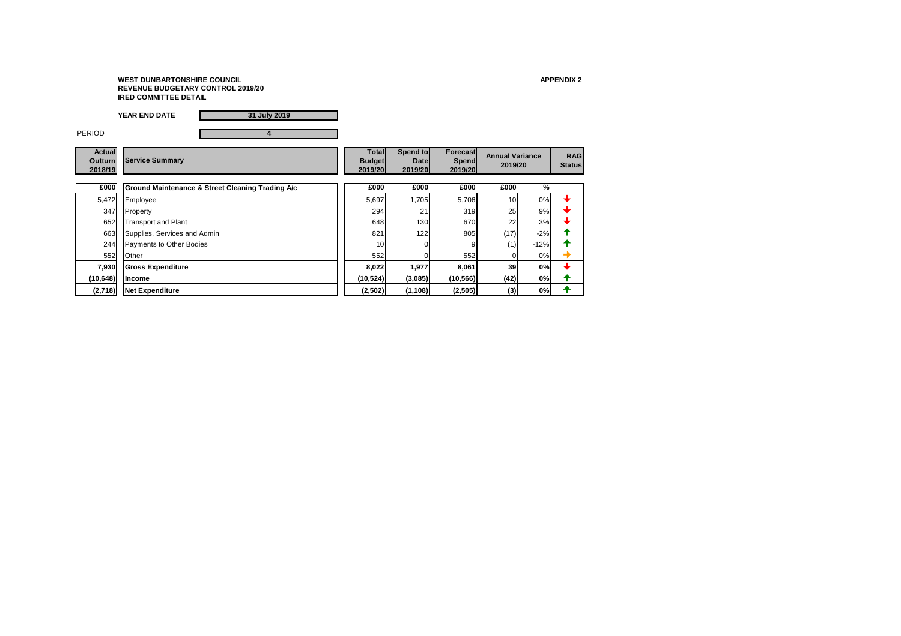**WEST DUNBARTONSHIRE COUNCIL**
**REVENUE BUDGETARY CONTROL 2019/20**
**IRED COMMITTEE DETAIL**

**APPENDIX 2**

**YEAR END DATE** 31 July 2019

PERIOD 4

| Actual Outturn 2018/19 | Service Summary | Total Budget 2019/20 | Spend to Date 2019/20 | Forecast Spend 2019/20 | Annual Variance 2019/20 | | RAG Status |
|---|---|---|---|---|---|---|---|
| £000 | **Ground Maintenance & Street Cleaning Trading A/c** | £000 | £000 | £000 | £000 | % | |
| 5,472 | Employee | 5,697 | 1,705 | 5,706 | 10 | 0% | ↓ |
| 347 | Property | 294 | 21 | 319 | 25 | 9% | ↓ |
| 652 | Transport and Plant | 648 | 130 | 670 | 22 | 3% | ↓ |
| 663 | Supplies, Services and Admin | 821 | 122 | 805 | (17) | -2% | ↑ |
| 244 | Payments to Other Bodies | 10 | 0 | 9 | (1) | -12% | ↑ |
| 552 | Other | 552 | 0 | 552 | 0 | 0% | → |
| **7,930** | **Gross Expenditure** | **8,022** | **1,977** | **8,061** | **39** | **0%** | ↓ |
| **(10,648)** | **Income** | **(10,524)** | **(3,085)** | **(10,566)** | **(42)** | **0%** | ↑ |
| **(2,718)** | **Net Expenditure** | **(2,502)** | **(1,108)** | **(2,505)** | **(3)** | **0%** | ↑ |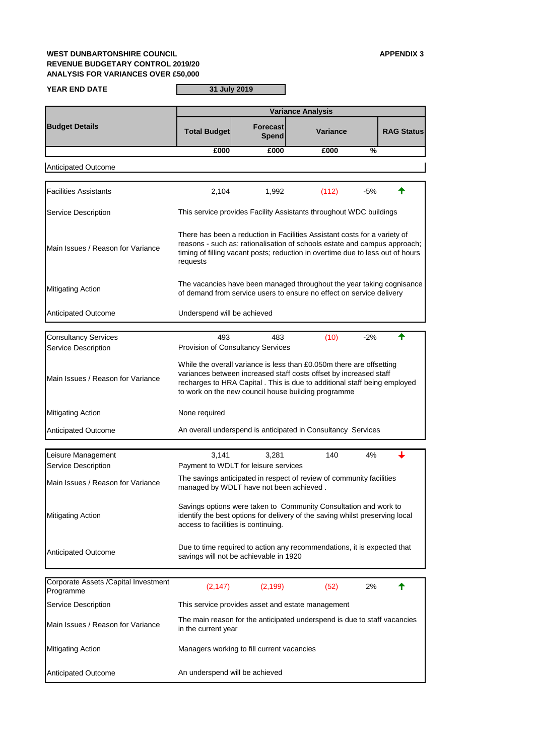**WEST DUNBARTONSHIRE COUNCIL**
**REVENUE BUDGETARY CONTROL 2019/20**
**ANALYSIS FOR VARIANCES OVER £50,000**

**APPENDIX 3**

**YEAR END DATE** **31 July 2019**

| Budget Details | Total Budget | Forecast Spend | Variance | | RAG Status |
|---|---|---|---|---|---|
| | £000 | £000 | £000 | % | |
| Anticipated Outcome | | | | | |
| Facilities Assistants | 2,104 | 1,992 | (112) | -5% | ↑ |
| Service Description | This service provides Facility Assistants throughout WDC buildings | | | | |
| Main Issues / Reason for Variance | There has been a reduction in Facilities Assistant costs for a variety of reasons - such as: rationalisation of schools estate and campus approach; timing of filling vacant posts; reduction in overtime due to less out of hours requests | | | | |
| Mitigating Action | The vacancies have been managed throughout the year taking cognisance of demand from service users to ensure no effect on service delivery | | | | |
| Anticipated Outcome | Underspend will be achieved | | | | |
| Consultancy Services | 493 | 483 | (10) | -2% | ↑ |
| Service Description | Provision of Consultancy Services | | | | |
| Main Issues / Reason for Variance | While the overall variance is less than £0.050m there are offsetting variances between increased staff costs offset by increased staff recharges to HRA Capital . This is due to additional staff being employed to work on the new council house building programme | | | | |
| Mitigating Action | None required | | | | |
| Anticipated Outcome | An overall underspend is anticipated in Consultancy Services | | | | |
| Leisure Management | 3,141 | 3,281 | 140 | 4% | ↓ |
| Service Description | Payment to WDLT for leisure services | | | | |
| Main Issues / Reason for Variance | The savings anticipated in respect of review of community facilities managed by WDLT have not been achieved . | | | | |
| Mitigating Action | Savings options were taken to Community Consultation and work to identify the best options for delivery of the saving whilst preserving local access to facilities is continuing. | | | | |
| Anticipated Outcome | Due to time required to action any recommendations, it is expected that savings will not be achievable in 1920 | | | | |
| Corporate Assets /Capital Investment Programme | (2,147) | (2,199) | (52) | 2% | ↑ |
| Service Description | This service provides asset and estate management | | | | |
| Main Issues / Reason for Variance | The main reason for the anticipated underspend is due to staff vacancies in the current year | | | | |
| Mitigating Action | Managers working to fill current vacancies | | | | |
| Anticipated Outcome | An underspend will be achieved | | | | |